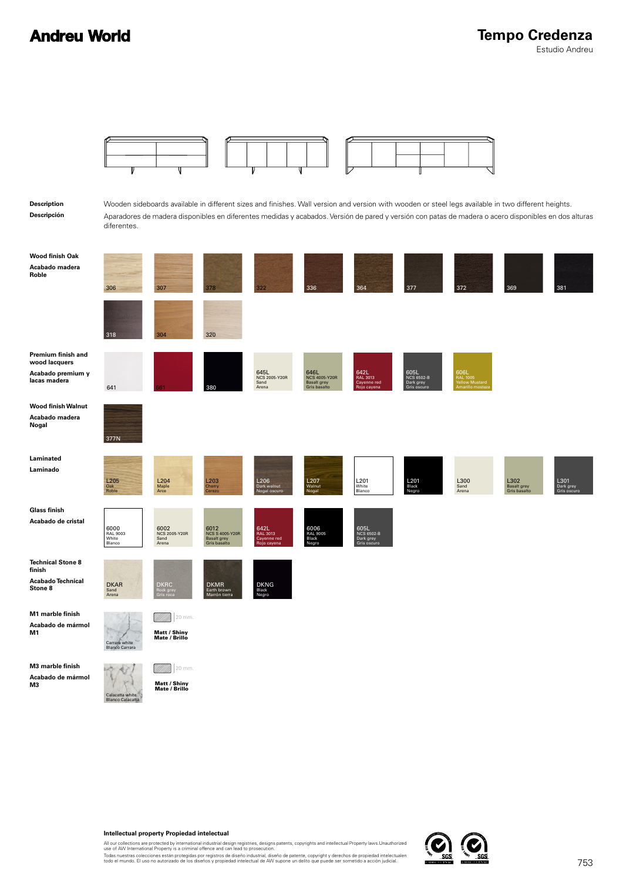# Andreu World

## Tempo Credenza

Estudio Andreu

**Description**

Wooden sideboards available in different sizes and finishes. Wall version and version with wooden or steel legs available in two different heights.

**Descripción**

Aparadores de madera disponibles en diferentes medidas y acabados. Versión de pared y versión con patas de madera o acero disponibles en dos alturas diferentes.

**Wood finish Oak**
**Acabado madera Roble**

306, 307, 378, 322, 336, 364, 377, 372, 369, 381, 318, 304, 320

**Premium finish and wood lacquers**
**Acabado premium y lacas madera**

641, 661, 380, 645L NCS 2005-Y20R Sand Arena, 646L NCS 4005-Y20R Basalt grey Gris basalto, 642L RAL 3013 Cayenne red Rojo cayena, 605L NCS 6502-B Dark grey Gris oscuro, 606L RAL 1005 Yellow Mustard Amarillo mostaza

**Wood finish Walnut**
**Acabado madera Nogal**

377N

**Laminated**
**Laminado**

L205 Oak Roble, L204 Maple Arce, L203 Cherry Cerezo, L206 Dark walnut Nogal oscuro, L207 Walnut Nogal, L201 White Blanco, L201 Black Negro, L300 Sand Arena, L302 Basalt grey Gris basalto, L301 Dark grey Gris oscuro

**Glass finish**
**Acabado de cristal**

6000 RAL 9003 White Blanco, 6002 NCS 2005-Y20R Sand Arena, 6012 NCS S 4005-Y20R Basalt grey Gris basalto, 642L RAL 3013 Cayenne red Rojo cayena, 6006 RAL 9005 Black Negro, 605L NCS 6502-B Dark grey Gris oscuro

**Technical Stone 8 finish**
**Acabado Technical Stone 8**

DKAR Sand Arena, DKRC Rock grey Gris roca, DKMR Earth brown Marrón tierra, DKNG Black Negro

**M1 marble finish**
**Acabado de mármol M1**

Carrara white Blanco Carrara

20 mm.

**Matt / Shiny**
**Mate / Brillo**

**M3 marble finish**
**Acabado de mármol M3**

Calacatta white Blanco Calacatta

20 mm.

**Matt / Shiny**
**Mate / Brillo**

**Intellectual property Propiedad intelectual**

All our collections are protected by international industrial design registries, designs patents, copyrights and intellectual Property laws.Unauthorized use of AW International Property is a criminal offence and can lead to prosecution.

Todas nuestras colecciones están protegidas por registros de diseño industrial, diseño de patente, copyright y derechos de propiedad intelectualen todo el mundo. El uso no autorizado de los diseños y propiedad intelectual de AW supone un delito que puede ser sometido a acción judicial.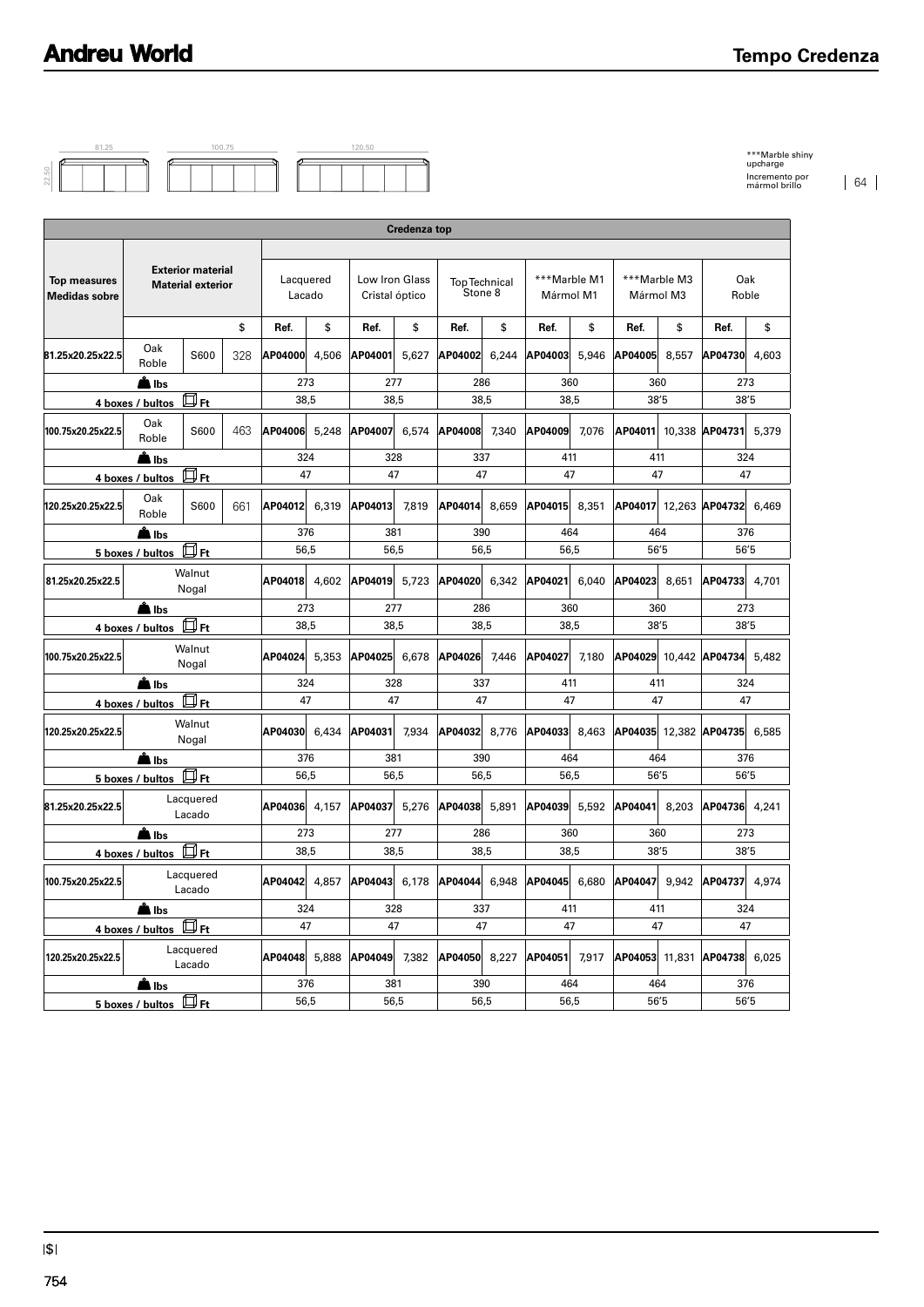# Andreu World

## Tempo Credenza

81.25 100.75 120.50 22.50

***Marble shiny upcharge
Incremento por mármol brillo | 64

| Top measures Medidas sobre | Exterior material Material exterior | | | Credenza top | | | | | | | | | | | |
|---|---|---|---|---|---|---|---|---|---|---|---|---|---|---|---|
| | | | | Lacquered Lacado | | Low Iron Glass Cristal óptico | | Top Technical Stone 8 | | ***Marble M1 Mármol M1 | | ***Marble M3 Mármol M3 | | Oak Roble | |
| | | | $ | Ref. | $ | Ref. | $ | Ref. | $ | Ref. | $ | Ref. | $ | Ref. | $ |
| 81.25x20.25x22.5 | Oak Roble | S600 | 328 | AP04000 | 4,506 | AP04001 | 5,627 | AP04002 | 6,244 | AP04003 | 5,946 | AP04005 | 8,557 | AP04730 | 4,603 |
| | lbs | | | 273 | | 277 | | 286 | | 360 | | 360 | | 273 | |
| | 4 boxes / bultos | Ft | | 38,5 | | 38,5 | | 38,5 | | 38,5 | | 38'5 | | 38'5 | |
| 100.75x20.25x22.5 | Oak Roble | S600 | 463 | AP04006 | 5,248 | AP04007 | 6,574 | AP04008 | 7,340 | AP04009 | 7,076 | AP04011 | 10,338 | AP04731 | 5,379 |
| | lbs | | | 324 | | 328 | | 337 | | 411 | | 411 | | 324 | |
| | 4 boxes / bultos | Ft | | 47 | | 47 | | 47 | | 47 | | 47 | | 47 | |
| 120.25x20.25x22.5 | Oak Roble | S600 | 661 | AP04012 | 6,319 | AP04013 | 7,819 | AP04014 | 8,659 | AP04015 | 8,351 | AP04017 | 12,263 | AP04732 | 6,469 |
| | lbs | | | 376 | | 381 | | 390 | | 464 | | 464 | | 376 | |
| | 5 boxes / bultos | Ft | | 56,5 | | 56,5 | | 56,5 | | 56,5 | | 56'5 | | 56'5 | |
| 81.25x20.25x22.5 | Walnut Nogal | | | AP04018 | 4,602 | AP04019 | 5,723 | AP04020 | 6,342 | AP04021 | 6,040 | AP04023 | 8,651 | AP04733 | 4,701 |
| | lbs | | | 273 | | 277 | | 286 | | 360 | | 360 | | 273 | |
| | 4 boxes / bultos | Ft | | 38,5 | | 38,5 | | 38,5 | | 38,5 | | 38'5 | | 38'5 | |
| 100.75x20.25x22.5 | Walnut Nogal | | | AP04024 | 5,353 | AP04025 | 6,678 | AP04026 | 7,446 | AP04027 | 7,180 | AP04029 | 10,442 | AP04734 | 5,482 |
| | lbs | | | 324 | | 328 | | 337 | | 411 | | 411 | | 324 | |
| | 4 boxes / bultos | Ft | | 47 | | 47 | | 47 | | 47 | | 47 | | 47 | |
| 120.25x20.25x22.5 | Walnut Nogal | | | AP04030 | 6,434 | AP04031 | 7,934 | AP04032 | 8,776 | AP04033 | 8,463 | AP04035 | 12,382 | AP04735 | 6,585 |
| | lbs | | | 376 | | 381 | | 390 | | 464 | | 464 | | 376 | |
| | 5 boxes / bultos | Ft | | 56,5 | | 56,5 | | 56,5 | | 56,5 | | 56'5 | | 56'5 | |
| 81.25x20.25x22.5 | Lacquered Lacado | | | AP04036 | 4,157 | AP04037 | 5,276 | AP04038 | 5,891 | AP04039 | 5,592 | AP04041 | 8,203 | AP04736 | 4,241 |
| | lbs | | | 273 | | 277 | | 286 | | 360 | | 360 | | 273 | |
| | 4 boxes / bultos | Ft | | 38,5 | | 38,5 | | 38,5 | | 38,5 | | 38'5 | | 38'5 | |
| 100.75x20.25x22.5 | Lacquered Lacado | | | AP04042 | 4,857 | AP04043 | 6,178 | AP04044 | 6,948 | AP04045 | 6,680 | AP04047 | 9,942 | AP04737 | 4,974 |
| | lbs | | | 324 | | 328 | | 337 | | 411 | | 411 | | 324 | |
| | 4 boxes / bultos | Ft | | 47 | | 47 | | 47 | | 47 | | 47 | | 47 | |
| 120.25x20.25x22.5 | Lacquered Lacado | | | AP04048 | 5,888 | AP04049 | 7,382 | AP04050 | 8,227 | AP04051 | 7,917 | AP04053 | 11,831 | AP04738 | 6,025 |
| | lbs | | | 376 | | 381 | | 390 | | 464 | | 464 | | 376 | |
| | 5 boxes / bultos | Ft | | 56,5 | | 56,5 | | 56,5 | | 56,5 | | 56'5 | | 56'5 | |

|$|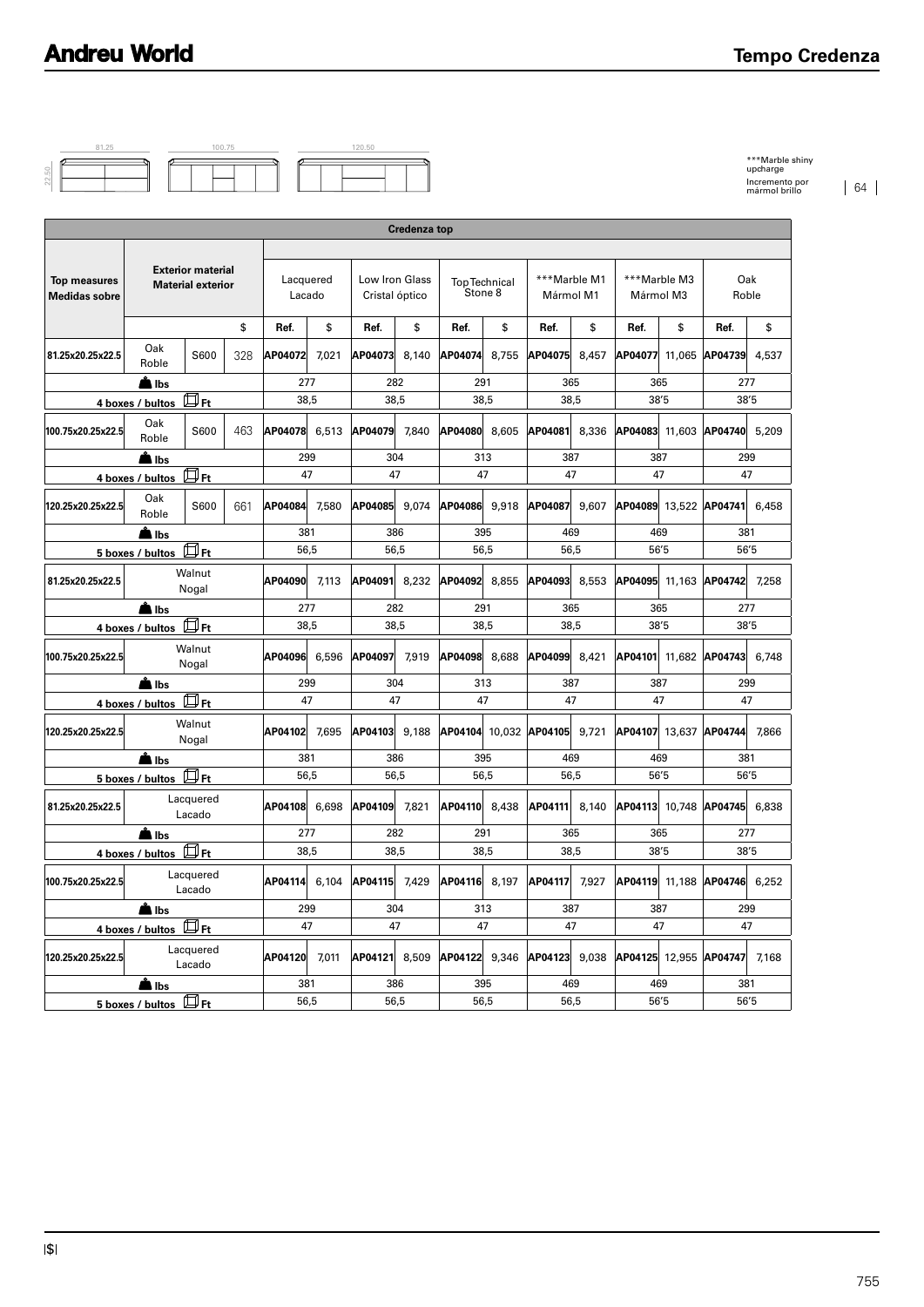# Tempo Credenza

81.25 100.75 120.50

22.50

***Marble shiny upcharge
Incremento por mármol brillo

| Top measures Medidas sobre | Exterior material Material exterior | | | Credenza top | | | | | | | | | | | |
|---|---|---|---|---|---|---|---|---|---|---|---|---|---|---|---|
| | | | | Lacquered Lacado | | Low Iron Glass Cristal óptico | | Top Technical Stone 8 | | ***Marble M1 Mármol M1 | | ***Marble M3 Mármol M3 | | Oak Roble | |
| | | | $ | Ref. | $ | Ref. | $ | Ref. | $ | Ref. | $ | Ref. | $ | Ref. | $ |
| 81.25x20.25x22.5 | Oak Roble | S600 | 328 | AP04072 | 7,021 | AP04073 | 8,140 | AP04074 | 8,755 | AP04075 | 8,457 | AP04077 | 11,065 | AP04739 | 4,537 |
| lbs | | | | 277 | | 282 | | 291 | | 365 | | 365 | | 277 | |
| 4 boxes / bultos Ft | | | | 38,5 | | 38,5 | | 38,5 | | 38,5 | | 38'5 | | 38'5 | |
| 100.75x20.25x22.5 | Oak Roble | S600 | 463 | AP04078 | 6,513 | AP04079 | 7,840 | AP04080 | 8,605 | AP04081 | 8,336 | AP04083 | 11,603 | AP04740 | 5,209 |
| lbs | | | | 299 | | 304 | | 313 | | 387 | | 387 | | 299 | |
| 4 boxes / bultos Ft | | | | 47 | | 47 | | 47 | | 47 | | 47 | | 47 | |
| 120.25x20.25x22.5 | Oak Roble | S600 | 661 | AP04084 | 7,580 | AP04085 | 9,074 | AP04086 | 9,918 | AP04087 | 9,607 | AP04089 | 13,522 | AP04741 | 6,458 |
| lbs | | | | 381 | | 386 | | 395 | | 469 | | 469 | | 381 | |
| 5 boxes / bultos Ft | | | | 56,5 | | 56,5 | | 56,5 | | 56,5 | | 56'5 | | 56'5 | |
| 81.25x20.25x22.5 | Walnut Nogal | | | AP04090 | 7,113 | AP04091 | 8,232 | AP04092 | 8,855 | AP04093 | 8,553 | AP04095 | 11,163 | AP04742 | 7,258 |
| lbs | | | | 277 | | 282 | | 291 | | 365 | | 365 | | 277 | |
| 4 boxes / bultos Ft | | | | 38,5 | | 38,5 | | 38,5 | | 38,5 | | 38'5 | | 38'5 | |
| 100.75x20.25x22.5 | Walnut Nogal | | | AP04096 | 6,596 | AP04097 | 7,919 | AP04098 | 8,688 | AP04099 | 8,421 | AP04101 | 11,682 | AP04743 | 6,748 |
| lbs | | | | 299 | | 304 | | 313 | | 387 | | 387 | | 299 | |
| 4 boxes / bultos Ft | | | | 47 | | 47 | | 47 | | 47 | | 47 | | 47 | |
| 120.25x20.25x22.5 | Walnut Nogal | | | AP04102 | 7,695 | AP04103 | 9,188 | AP04104 | 10,032 | AP04105 | 9,721 | AP04107 | 13,637 | AP04744 | 7,866 |
| lbs | | | | 381 | | 386 | | 395 | | 469 | | 469 | | 381 | |
| 5 boxes / bultos Ft | | | | 56,5 | | 56,5 | | 56,5 | | 56,5 | | 56'5 | | 56'5 | |
| 81.25x20.25x22.5 | Lacquered Lacado | | | AP04108 | 6,698 | AP04109 | 7,821 | AP04110 | 8,438 | AP04111 | 8,140 | AP04113 | 10,748 | AP04745 | 6,838 |
| lbs | | | | 277 | | 282 | | 291 | | 365 | | 365 | | 277 | |
| 4 boxes / bultos Ft | | | | 38,5 | | 38,5 | | 38,5 | | 38,5 | | 38'5 | | 38'5 | |
| 100.75x20.25x22.5 | Lacquered Lacado | | | AP04114 | 6,104 | AP04115 | 7,429 | AP04116 | 8,197 | AP04117 | 7,927 | AP04119 | 11,188 | AP04746 | 6,252 |
| lbs | | | | 299 | | 304 | | 313 | | 387 | | 387 | | 299 | |
| 4 boxes / bultos Ft | | | | 47 | | 47 | | 47 | | 47 | | 47 | | 47 | |
| 120.25x20.25x22.5 | Lacquered Lacado | | | AP04120 | 7,011 | AP04121 | 8,509 | AP04122 | 9,346 | AP04123 | 9,038 | AP04125 | 12,955 | AP04747 | 7,168 |
| lbs | | | | 381 | | 386 | | 395 | | 469 | | 469 | | 381 | |
| 5 boxes / bultos Ft | | | | 56,5 | | 56,5 | | 56,5 | | 56,5 | | 56'5 | | 56'5 | |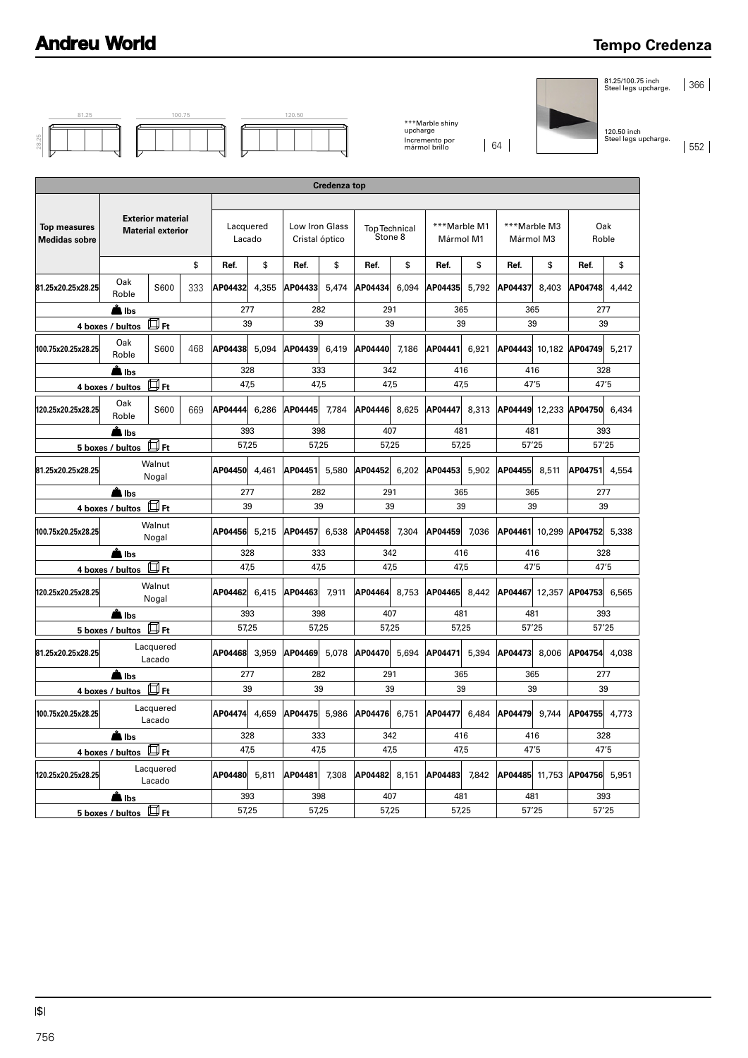# Tempo Credenza

81.25 · 100.75 · 120.50 · 28.25

***Marble shiny upcharge
Incremento por mármol brillo | 64

81.25/100.75 inch Steel legs upcharge. | 366

120.50 inch Steel legs upcharge. | 552

| Top measures Medidas sobre | Exterior material Material exterior | | | Credenza top | | | | | | | | | | | |
|---|---|---|---|---|---|---|---|---|---|---|---|---|---|---|---|
| | | | | Lacquered Lacado | | Low Iron Glass Cristal óptico | | Top Technical Stone 8 | | ***Marble M1 Mármol M1 | | ***Marble M3 Mármol M3 | | Oak Roble | |
| | | | $ | Ref. | $ | Ref. | $ | Ref. | $ | Ref. | $ | Ref. | $ | Ref. | $ |
| 81.25x20.25x28.25 | Oak Roble | S600 | 333 | AP04432 | 4,355 | AP04433 | 5,474 | AP04434 | 6,094 | AP04435 | 5,792 | AP04437 | 8,403 | AP04748 | 4,442 |
| lbs | | | | 277 | | 282 | | 291 | | 365 | | 365 | | 277 | |
| 4 boxes / bultos Ft | | | | 39 | | 39 | | 39 | | 39 | | 39 | | 39 | |
| 100.75x20.25x28.25 | Oak Roble | S600 | 468 | AP04438 | 5,094 | AP04439 | 6,419 | AP04440 | 7,186 | AP04441 | 6,921 | AP04443 | 10,182 | AP04749 | 5,217 |
| lbs | | | | 328 | | 333 | | 342 | | 416 | | 416 | | 328 | |
| 4 boxes / bultos Ft | | | | 47,5 | | 47,5 | | 47,5 | | 47,5 | | 47'5 | | 47'5 | |
| 120.25x20.25x28.25 | Oak Roble | S600 | 669 | AP04444 | 6,286 | AP04445 | 7,784 | AP04446 | 8,625 | AP04447 | 8,313 | AP04449 | 12,233 | AP04750 | 6,434 |
| lbs | | | | 393 | | 398 | | 407 | | 481 | | 481 | | 393 | |
| 5 boxes / bultos Ft | | | | 57,25 | | 57,25 | | 57,25 | | 57,25 | | 57'25 | | 57'25 | |
| 81.25x20.25x28.25 | Walnut Nogal | | | AP04450 | 4,461 | AP04451 | 5,580 | AP04452 | 6,202 | AP04453 | 5,902 | AP04455 | 8,511 | AP04751 | 4,554 |
| lbs | | | | 277 | | 282 | | 291 | | 365 | | 365 | | 277 | |
| 4 boxes / bultos Ft | | | | 39 | | 39 | | 39 | | 39 | | 39 | | 39 | |
| 100.75x20.25x28.25 | Walnut Nogal | | | AP04456 | 5,215 | AP04457 | 6,538 | AP04458 | 7,304 | AP04459 | 7,036 | AP04461 | 10,299 | AP04752 | 5,338 |
| lbs | | | | 328 | | 333 | | 342 | | 416 | | 416 | | 328 | |
| 4 boxes / bultos Ft | | | | 47,5 | | 47,5 | | 47,5 | | 47,5 | | 47'5 | | 47'5 | |
| 120.25x20.25x28.25 | Walnut Nogal | | | AP04462 | 6,415 | AP04463 | 7,911 | AP04464 | 8,753 | AP04465 | 8,442 | AP04467 | 12,357 | AP04753 | 6,565 |
| lbs | | | | 393 | | 398 | | 407 | | 481 | | 481 | | 393 | |
| 5 boxes / bultos Ft | | | | 57,25 | | 57,25 | | 57,25 | | 57,25 | | 57'25 | | 57'25 | |
| 81.25x20.25x28.25 | Lacquered Lacado | | | AP04468 | 3,959 | AP04469 | 5,078 | AP04470 | 5,694 | AP04471 | 5,394 | AP04473 | 8,006 | AP04754 | 4,038 |
| lbs | | | | 277 | | 282 | | 291 | | 365 | | 365 | | 277 | |
| 4 boxes / bultos Ft | | | | 39 | | 39 | | 39 | | 39 | | 39 | | 39 | |
| 100.75x20.25x28.25 | Lacquered Lacado | | | AP04474 | 4,659 | AP04475 | 5,986 | AP04476 | 6,751 | AP04477 | 6,484 | AP04479 | 9,744 | AP04755 | 4,773 |
| lbs | | | | 328 | | 333 | | 342 | | 416 | | 416 | | 328 | |
| 4 boxes / bultos Ft | | | | 47,5 | | 47,5 | | 47,5 | | 47,5 | | 47'5 | | 47'5 | |
| 120.25x20.25x28.25 | Lacquered Lacado | | | AP04480 | 5,811 | AP04481 | 7,308 | AP04482 | 8,151 | AP04483 | 7,842 | AP04485 | 11,753 | AP04756 | 5,951 |
| lbs | | | | 393 | | 398 | | 407 | | 481 | | 481 | | 393 | |
| 5 boxes / bultos Ft | | | | 57,25 | | 57,25 | | 57,25 | | 57,25 | | 57'25 | | 57'25 | |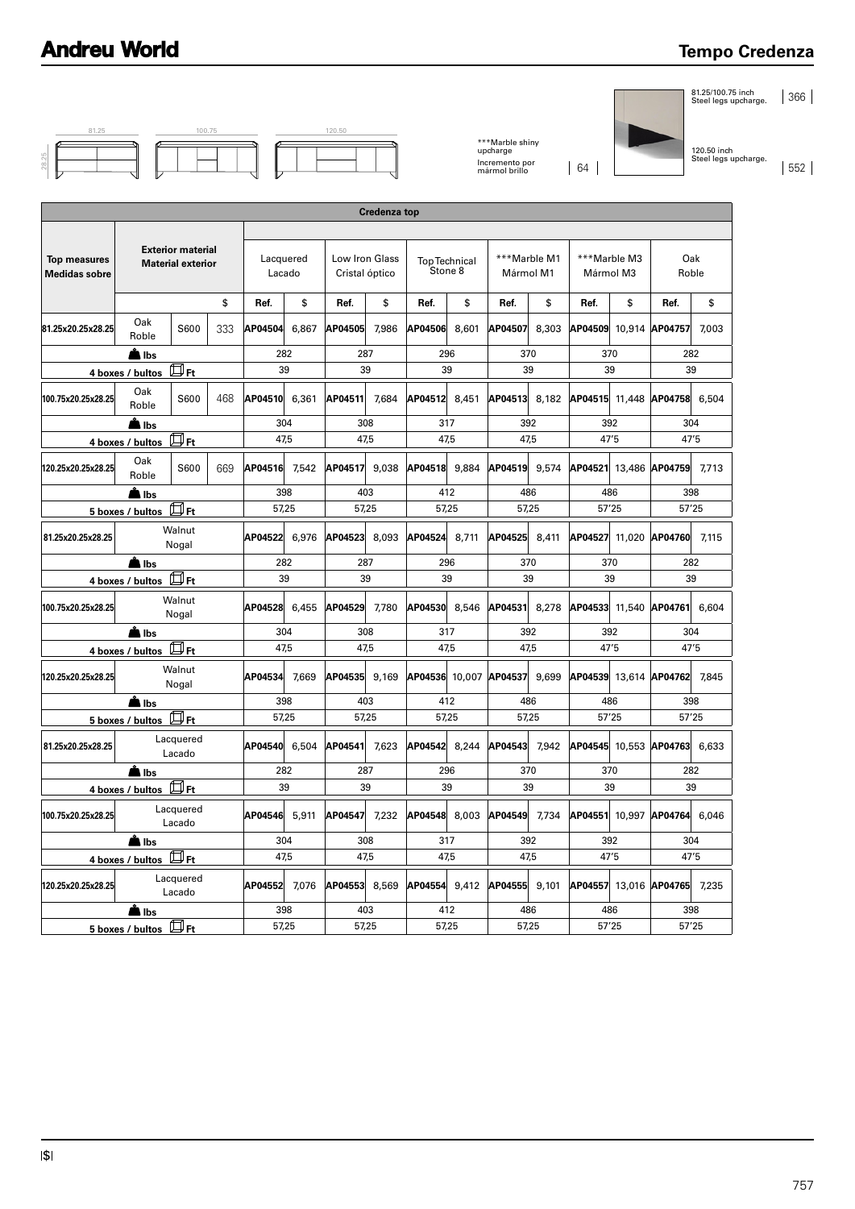# Andreu World

## Tempo Credenza

81.25 | 100.75 | 120.50

28.25

***Marble shiny upcharge
Incremento por mármol brillo | 64

81.25/100.75 inch Steel legs upcharge. | 366

120.50 inch Steel legs upcharge. | 552

| Credenza top | | | | | | | | | | | | | | | |
|---|---|---|---|---|---|---|---|---|---|---|---|---|---|---|---|
| **Top measures Medidas sobre** | **Exterior material Material exterior** | | | Lacquered Lacado | | Low Iron Glass Cristal óptico | | Top Technical Stone 8 | | ***Marble M1 Mármol M1 | | ***Marble M3 Mármol M3 | | Oak Roble | |
| | | | $ | Ref. | $ | Ref. | $ | Ref. | $ | Ref. | $ | Ref. | $ | Ref. | $ |
| **81.25x20.25x28.25** | Oak Roble | S600 | 333 | **AP04504** | 6,867 | **AP04505** | 7,986 | **AP04506** | 8,601 | **AP04507** | 8,303 | **AP04509** | 10,914 | **AP04757** | 7,003 |
| **lbs** | | | | 282 | | 287 | | 296 | | 370 | | 370 | | 282 | |
| **4 boxes / bultos Ft** | | | | 39 | | 39 | | 39 | | 39 | | 39 | | 39 | |
| **100.75x20.25x28.25** | Oak Roble | S600 | 468 | **AP04510** | 6,361 | **AP04511** | 7,684 | **AP04512** | 8,451 | **AP04513** | 8,182 | **AP04515** | 11,448 | **AP04758** | 6,504 |
| **lbs** | | | | 304 | | 308 | | 317 | | 392 | | 392 | | 304 | |
| **4 boxes / bultos Ft** | | | | 47,5 | | 47,5 | | 47,5 | | 47,5 | | 47'5 | | 47'5 | |
| **120.25x20.25x28.25** | Oak Roble | S600 | 669 | **AP04516** | 7,542 | **AP04517** | 9,038 | **AP04518** | 9,884 | **AP04519** | 9,574 | **AP04521** | 13,486 | **AP04759** | 7,713 |
| **lbs** | | | | 398 | | 403 | | 412 | | 486 | | 486 | | 398 | |
| **5 boxes / bultos Ft** | | | | 57,25 | | 57,25 | | 57,25 | | 57,25 | | 57'25 | | 57'25 | |
| **81.25x20.25x28.25** | Walnut Nogal | | | **AP04522** | 6,976 | **AP04523** | 8,093 | **AP04524** | 8,711 | **AP04525** | 8,411 | **AP04527** | 11,020 | **AP04760** | 7,115 |
| **lbs** | | | | 282 | | 287 | | 296 | | 370 | | 370 | | 282 | |
| **4 boxes / bultos Ft** | | | | 39 | | 39 | | 39 | | 39 | | 39 | | 39 | |
| **100.75x20.25x28.25** | Walnut Nogal | | | **AP04528** | 6,455 | **AP04529** | 7,780 | **AP04530** | 8,546 | **AP04531** | 8,278 | **AP04533** | 11,540 | **AP04761** | 6,604 |
| **lbs** | | | | 304 | | 308 | | 317 | | 392 | | 392 | | 304 | |
| **4 boxes / bultos Ft** | | | | 47,5 | | 47,5 | | 47,5 | | 47,5 | | 47'5 | | 47'5 | |
| **120.25x20.25x28.25** | Walnut Nogal | | | **AP04534** | 7,669 | **AP04535** | 9,169 | **AP04536** | 10,007 | **AP04537** | 9,699 | **AP04539** | 13,614 | **AP04762** | 7,845 |
| **lbs** | | | | 398 | | 403 | | 412 | | 486 | | 486 | | 398 | |
| **5 boxes / bultos Ft** | | | | 57,25 | | 57,25 | | 57,25 | | 57,25 | | 57'25 | | 57'25 | |
| **81.25x20.25x28.25** | Lacquered Lacado | | | **AP04540** | 6,504 | **AP04541** | 7,623 | **AP04542** | 8,244 | **AP04543** | 7,942 | **AP04545** | 10,553 | **AP04763** | 6,633 |
| **lbs** | | | | 282 | | 287 | | 296 | | 370 | | 370 | | 282 | |
| **4 boxes / bultos Ft** | | | | 39 | | 39 | | 39 | | 39 | | 39 | | 39 | |
| **100.75x20.25x28.25** | Lacquered Lacado | | | **AP04546** | 5,911 | **AP04547** | 7,232 | **AP04548** | 8,003 | **AP04549** | 7,734 | **AP04551** | 10,997 | **AP04764** | 6,046 |
| **lbs** | | | | 304 | | 308 | | 317 | | 392 | | 392 | | 304 | |
| **4 boxes / bultos Ft** | | | | 47,5 | | 47,5 | | 47,5 | | 47,5 | | 47'5 | | 47'5 | |
| **120.25x20.25x28.25** | Lacquered Lacado | | | **AP04552** | 7,076 | **AP04553** | 8,569 | **AP04554** | 9,412 | **AP04555** | 9,101 | **AP04557** | 13,016 | **AP04765** | 7,235 |
| **lbs** | | | | 398 | | 403 | | 412 | | 486 | | 486 | | 398 | |
| **5 boxes / bultos Ft** | | | | 57,25 | | 57,25 | | 57,25 | | 57,25 | | 57'25 | | 57'25 | |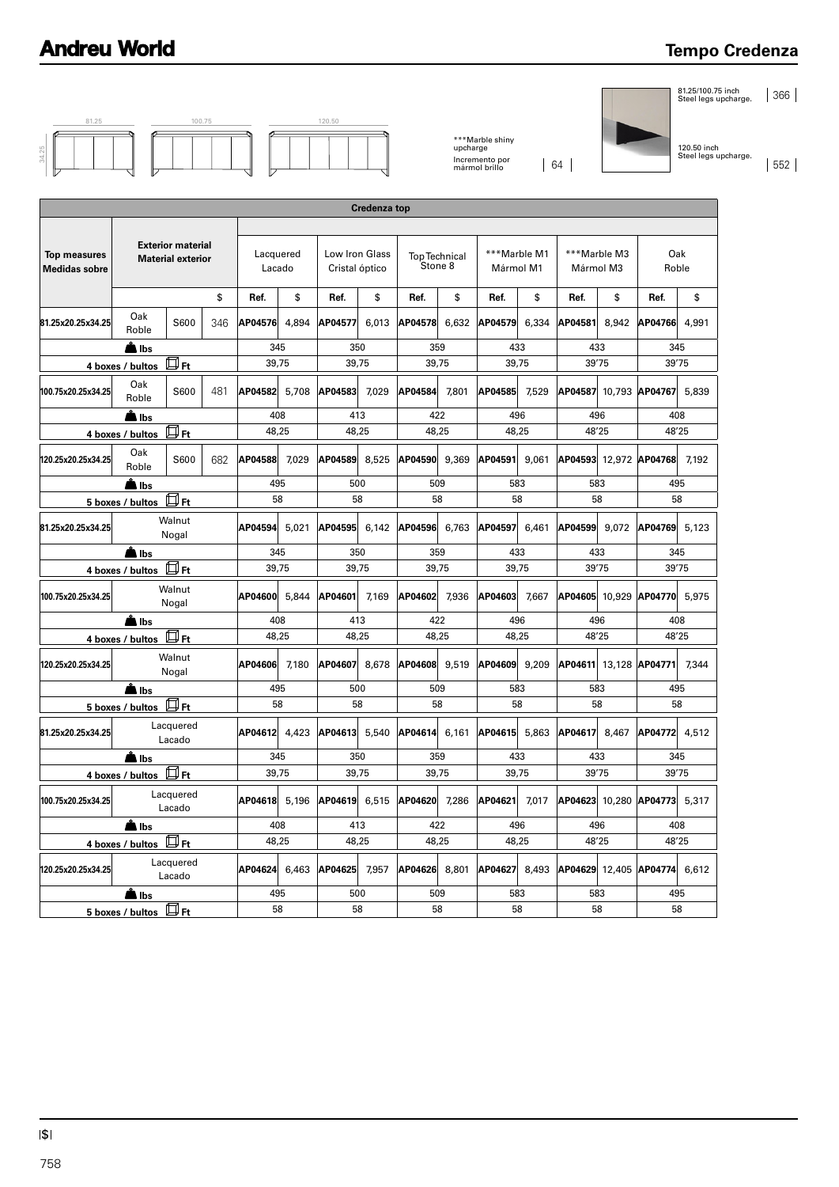# Andreu World

## Tempo Credenza

81.25 | 100.75 | 120.50 | 34.25

***Marble shiny upcharge
Incremento por mármol brillo | 64

81.25/100.75 inch Steel legs upcharge. | 366

120.50 inch Steel legs upcharge. | 552

| Top measures Medidas sobre | Exterior material Material exterior | | | Credenza top | | | | | | | | | | | |
|---|---|---|---|---|---|---|---|---|---|---|---|---|---|---|---|
| | | | | Lacquered Lacado | | Low Iron Glass Cristal óptico | | Top Technical Stone 8 | | ***Marble M1 Mármol M1 | | ***Marble M3 Mármol M3 | | Oak Roble | |
| | | | $ | Ref. | $ | Ref. | $ | Ref. | $ | Ref. | $ | Ref. | $ | Ref. | $ |
| 81.25x20.25x34.25 | Oak Roble | S600 | 346 | AP04576 | 4,894 | AP04577 | 6,013 | AP04578 | 6,632 | AP04579 | 6,334 | AP04581 | 8,942 | AP04766 | 4,991 |
| lbs | | | | 345 | | 350 | | 359 | | 433 | | 433 | | 345 | |
| 4 boxes / bultos | Ft | | | 39,75 | | 39,75 | | 39,75 | | 39,75 | | 39'75 | | 39'75 | |
| 100.75x20.25x34.25 | Oak Roble | S600 | 481 | AP04582 | 5,708 | AP04583 | 7,029 | AP04584 | 7,801 | AP04585 | 7,529 | AP04587 | 10,793 | AP04767 | 5,839 |
| lbs | | | | 408 | | 413 | | 422 | | 496 | | 496 | | 408 | |
| 4 boxes / bultos | Ft | | | 48,25 | | 48,25 | | 48,25 | | 48,25 | | 48'25 | | 48'25 | |
| 120.25x20.25x34.25 | Oak Roble | S600 | 682 | AP04588 | 7,029 | AP04589 | 8,525 | AP04590 | 9,369 | AP04591 | 9,061 | AP04593 | 12,972 | AP04768 | 7,192 |
| lbs | | | | 495 | | 500 | | 509 | | 583 | | 583 | | 495 | |
| 5 boxes / bultos | Ft | | | 58 | | 58 | | 58 | | 58 | | 58 | | 58 | |
| 81.25x20.25x34.25 | Walnut Nogal | | | AP04594 | 5,021 | AP04595 | 6,142 | AP04596 | 6,763 | AP04597 | 6,461 | AP04599 | 9,072 | AP04769 | 5,123 |
| lbs | | | | 345 | | 350 | | 359 | | 433 | | 433 | | 345 | |
| 4 boxes / bultos | Ft | | | 39,75 | | 39,75 | | 39,75 | | 39,75 | | 39'75 | | 39'75 | |
| 100.75x20.25x34.25 | Walnut Nogal | | | AP04600 | 5,844 | AP04601 | 7,169 | AP04602 | 7,936 | AP04603 | 7,667 | AP04605 | 10,929 | AP04770 | 5,975 |
| lbs | | | | 408 | | 413 | | 422 | | 496 | | 496 | | 408 | |
| 4 boxes / bultos | Ft | | | 48,25 | | 48,25 | | 48,25 | | 48,25 | | 48'25 | | 48'25 | |
| 120.25x20.25x34.25 | Walnut Nogal | | | AP04606 | 7,180 | AP04607 | 8,678 | AP04608 | 9,519 | AP04609 | 9,209 | AP04611 | 13,128 | AP04771 | 7,344 |
| lbs | | | | 495 | | 500 | | 509 | | 583 | | 583 | | 495 | |
| 5 boxes / bultos | Ft | | | 58 | | 58 | | 58 | | 58 | | 58 | | 58 | |
| 81.25x20.25x34.25 | Lacquered Lacado | | | AP04612 | 4,423 | AP04613 | 5,540 | AP04614 | 6,161 | AP04615 | 5,863 | AP04617 | 8,467 | AP04772 | 4,512 |
| lbs | | | | 345 | | 350 | | 359 | | 433 | | 433 | | 345 | |
| 4 boxes / bultos | Ft | | | 39,75 | | 39,75 | | 39,75 | | 39,75 | | 39'75 | | 39'75 | |
| 100.75x20.25x34.25 | Lacquered Lacado | | | AP04618 | 5,196 | AP04619 | 6,515 | AP04620 | 7,286 | AP04621 | 7,017 | AP04623 | 10,280 | AP04773 | 5,317 |
| lbs | | | | 408 | | 413 | | 422 | | 496 | | 496 | | 408 | |
| 4 boxes / bultos | Ft | | | 48,25 | | 48,25 | | 48,25 | | 48,25 | | 48'25 | | 48'25 | |
| 120.25x20.25x34.25 | Lacquered Lacado | | | AP04624 | 6,463 | AP04625 | 7,957 | AP04626 | 8,801 | AP04627 | 8,493 | AP04629 | 12,405 | AP04774 | 6,612 |
| lbs | | | | 495 | | 500 | | 509 | | 583 | | 583 | | 495 | |
| 5 boxes / bultos | Ft | | | 58 | | 58 | | 58 | | 58 | | 58 | | 58 | |

|$|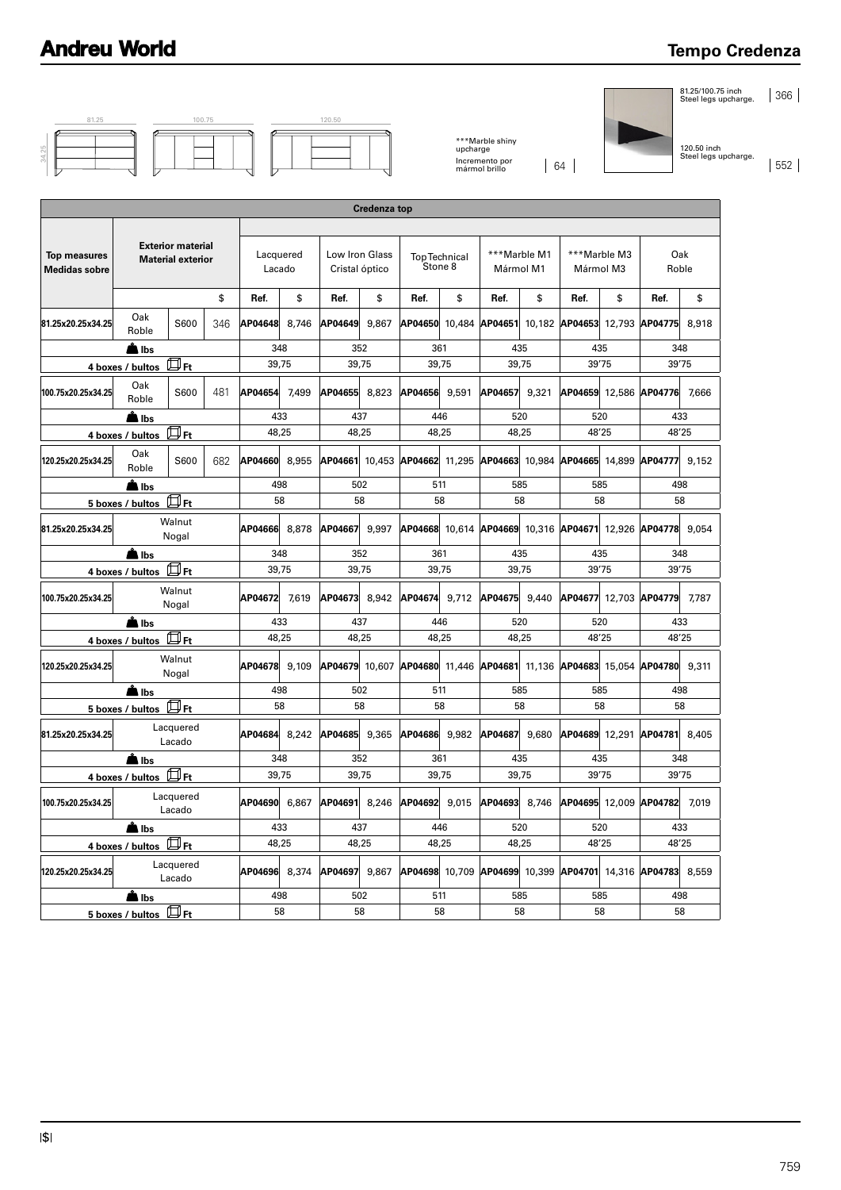# Andreu World

## Tempo Credenza

81.25 | 100.75 | 120.50 | 34.25

***Marble shiny upcharge
Incremento por mármol brillo | 64

81.25/100.75 inch Steel legs upcharge. | 366

120.50 inch Steel legs upcharge. | 552

| Top measures Medidas sobre | Exterior material Material exterior | | | Credenza top | | | | | | | | | | | |
|---|---|---|---|---|---|---|---|---|---|---|---|---|---|---|---|
| | | | | Lacquered Lacado | | Low Iron Glass Cristal óptico | | Top Technical Stone 8 | | ***Marble M1 Mármol M1 | | ***Marble M3 Mármol M3 | | Oak Roble | |
| | | | $ | Ref. | $ | Ref. | $ | Ref. | $ | Ref. | $ | Ref. | $ | Ref. | $ |
| 81.25x20.25x34.25 | Oak Roble | S600 | 346 | AP04648 | 8,746 | AP04649 | 9,867 | AP04650 | 10,484 | AP04651 | 10,182 | AP04653 | 12,793 | AP04775 | 8,918 |
| lbs | | | | 348 | | 352 | | 361 | | 435 | | 435 | | 348 | |
| 4 boxes / bultos Ft | | | | 39,75 | | 39,75 | | 39,75 | | 39,75 | | 39'75 | | 39'75 | |
| 100.75x20.25x34.25 | Oak Roble | S600 | 481 | AP04654 | 7,499 | AP04655 | 8,823 | AP04656 | 9,591 | AP04657 | 9,321 | AP04659 | 12,586 | AP04776 | 7,666 |
| lbs | | | | 433 | | 437 | | 446 | | 520 | | 520 | | 433 | |
| 4 boxes / bultos Ft | | | | 48,25 | | 48,25 | | 48,25 | | 48,25 | | 48'25 | | 48'25 | |
| 120.25x20.25x34.25 | Oak Roble | S600 | 682 | AP04660 | 8,955 | AP04661 | 10,453 | AP04662 | 11,295 | AP04663 | 10,984 | AP04665 | 14,899 | AP04777 | 9,152 |
| lbs | | | | 498 | | 502 | | 511 | | 585 | | 585 | | 498 | |
| 5 boxes / bultos Ft | | | | 58 | | 58 | | 58 | | 58 | | 58 | | 58 | |
| 81.25x20.25x34.25 | Walnut Nogal | | | AP04666 | 8,878 | AP04667 | 9,997 | AP04668 | 10,614 | AP04669 | 10,316 | AP04671 | 12,926 | AP04778 | 9,054 |
| lbs | | | | 348 | | 352 | | 361 | | 435 | | 435 | | 348 | |
| 4 boxes / bultos Ft | | | | 39,75 | | 39,75 | | 39,75 | | 39,75 | | 39'75 | | 39'75 | |
| 100.75x20.25x34.25 | Walnut Nogal | | | AP04672 | 7,619 | AP04673 | 8,942 | AP04674 | 9,712 | AP04675 | 9,440 | AP04677 | 12,703 | AP04779 | 7,787 |
| lbs | | | | 433 | | 437 | | 446 | | 520 | | 520 | | 433 | |
| 4 boxes / bultos Ft | | | | 48,25 | | 48,25 | | 48,25 | | 48,25 | | 48'25 | | 48'25 | |
| 120.25x20.25x34.25 | Walnut Nogal | | | AP04678 | 9,109 | AP04679 | 10,607 | AP04680 | 11,446 | AP04681 | 11,136 | AP04683 | 15,054 | AP04780 | 9,311 |
| lbs | | | | 498 | | 502 | | 511 | | 585 | | 585 | | 498 | |
| 5 boxes / bultos Ft | | | | 58 | | 58 | | 58 | | 58 | | 58 | | 58 | |
| 81.25x20.25x34.25 | Lacquered Lacado | | | AP04684 | 8,242 | AP04685 | 9,365 | AP04686 | 9,982 | AP04687 | 9,680 | AP04689 | 12,291 | AP04781 | 8,405 |
| lbs | | | | 348 | | 352 | | 361 | | 435 | | 435 | | 348 | |
| 4 boxes / bultos Ft | | | | 39,75 | | 39,75 | | 39,75 | | 39,75 | | 39'75 | | 39'75 | |
| 100.75x20.25x34.25 | Lacquered Lacado | | | AP04690 | 6,867 | AP04691 | 8,246 | AP04692 | 9,015 | AP04693 | 8,746 | AP04695 | 12,009 | AP04782 | 7,019 |
| lbs | | | | 433 | | 437 | | 446 | | 520 | | 520 | | 433 | |
| 4 boxes / bultos Ft | | | | 48,25 | | 48,25 | | 48,25 | | 48,25 | | 48'25 | | 48'25 | |
| 120.25x20.25x34.25 | Lacquered Lacado | | | AP04696 | 8,374 | AP04697 | 9,867 | AP04698 | 10,709 | AP04699 | 10,399 | AP04701 | 14,316 | AP04783 | 8,559 |
| lbs | | | | 498 | | 502 | | 511 | | 585 | | 585 | | 498 | |
| 5 boxes / bultos Ft | | | | 58 | | 58 | | 58 | | 58 | | 58 | | 58 | |

|$|